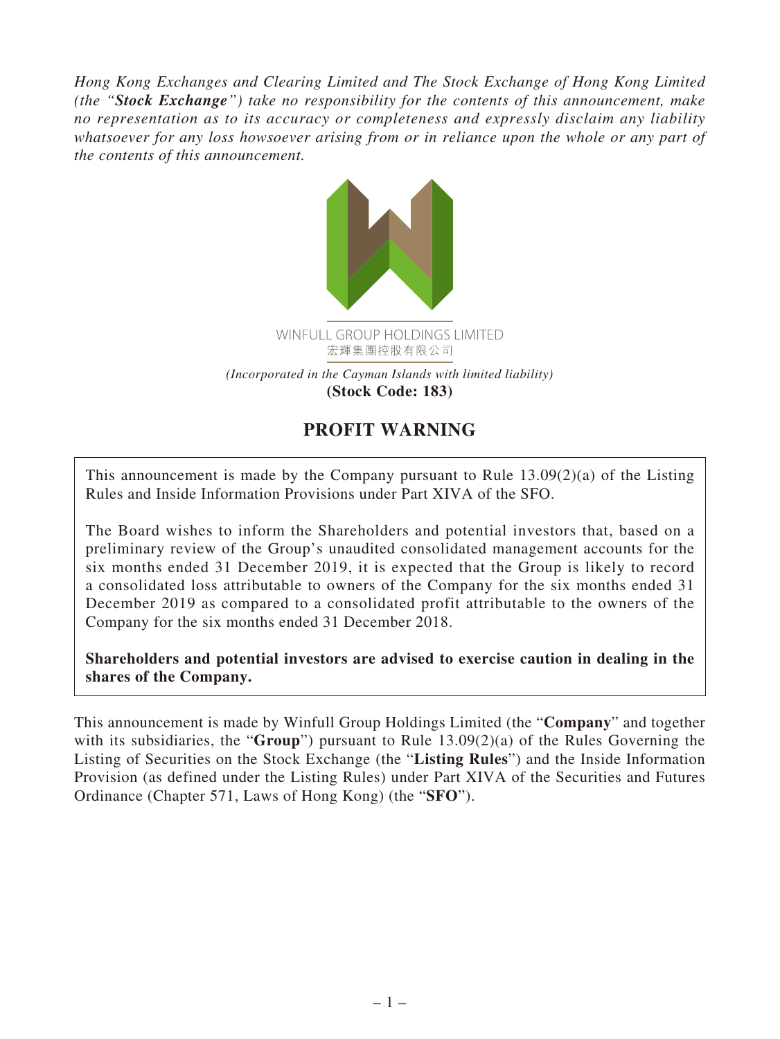*Hong Kong Exchanges and Clearing Limited and The Stock Exchange of Hong Kong Limited (the "**Stock Exchange**") take no responsibility for the contents of this announcement, make no representation as to its accuracy or completeness and expressly disclaim any liability whatsoever for any loss howsoever arising from or in reliance upon the whole or any part of the contents of this announcement.*

WINFULL GROUP HOLDINGS LIMITED
宏輝集團控股有限公司

*(Incorporated in the Cayman Islands with limited liability)*
**(Stock Code: 183)**

# PROFIT WARNING

This announcement is made by the Company pursuant to Rule 13.09(2)(a) of the Listing Rules and Inside Information Provisions under Part XIVA of the SFO.

The Board wishes to inform the Shareholders and potential investors that, based on a preliminary review of the Group's unaudited consolidated management accounts for the six months ended 31 December 2019, it is expected that the Group is likely to record a consolidated loss attributable to owners of the Company for the six months ended 31 December 2019 as compared to a consolidated profit attributable to the owners of the Company for the six months ended 31 December 2018.

**Shareholders and potential investors are advised to exercise caution in dealing in the shares of the Company.**

This announcement is made by Winfull Group Holdings Limited (the "**Company**" and together with its subsidiaries, the "**Group**") pursuant to Rule 13.09(2)(a) of the Rules Governing the Listing of Securities on the Stock Exchange (the "**Listing Rules**") and the Inside Information Provision (as defined under the Listing Rules) under Part XIVA of the Securities and Futures Ordinance (Chapter 571, Laws of Hong Kong) (the "**SFO**").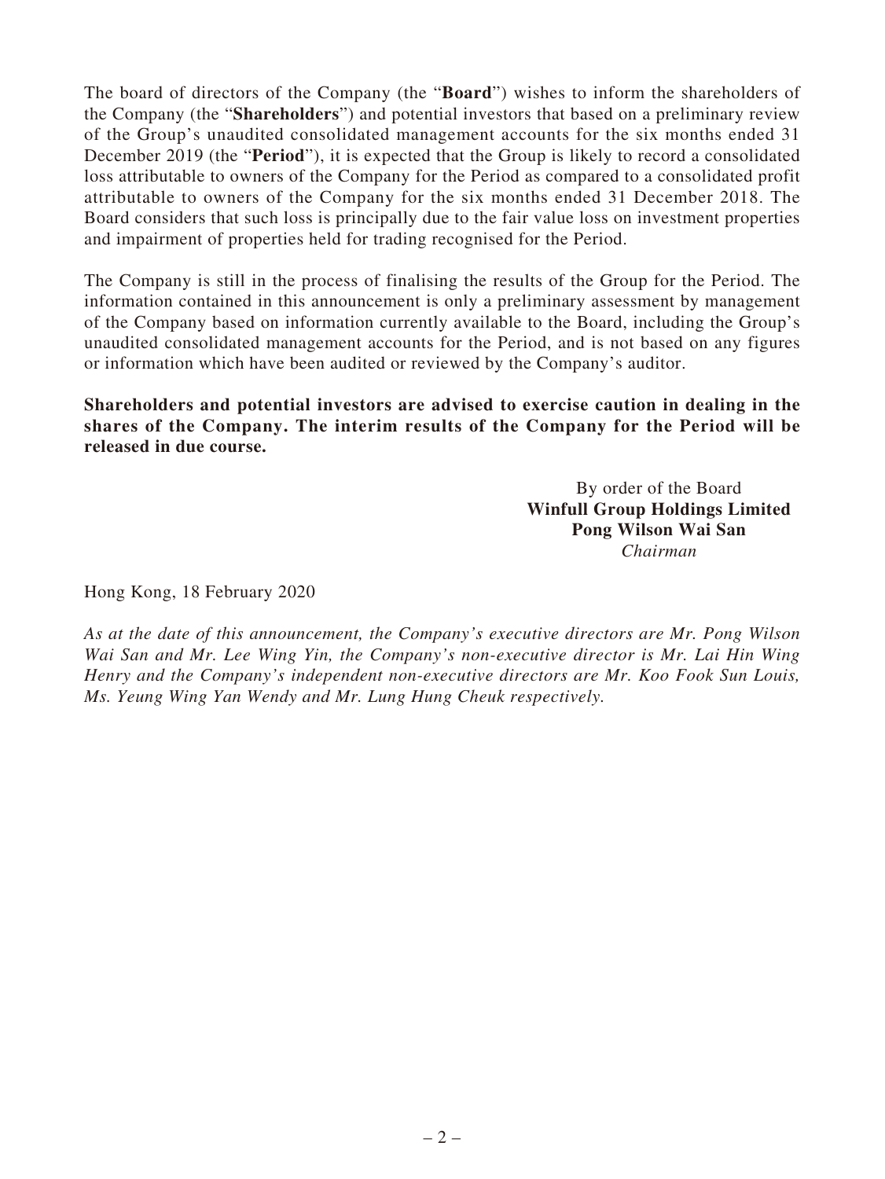The board of directors of the Company (the "**Board**") wishes to inform the shareholders of the Company (the "**Shareholders**") and potential investors that based on a preliminary review of the Group's unaudited consolidated management accounts for the six months ended 31 December 2019 (the "**Period**"), it is expected that the Group is likely to record a consolidated loss attributable to owners of the Company for the Period as compared to a consolidated profit attributable to owners of the Company for the six months ended 31 December 2018. The Board considers that such loss is principally due to the fair value loss on investment properties and impairment of properties held for trading recognised for the Period.

The Company is still in the process of finalising the results of the Group for the Period. The information contained in this announcement is only a preliminary assessment by management of the Company based on information currently available to the Board, including the Group's unaudited consolidated management accounts for the Period, and is not based on any figures or information which have been audited or reviewed by the Company's auditor.

**Shareholders and potential investors are advised to exercise caution in dealing in the shares of the Company. The interim results of the Company for the Period will be released in due course.**

By order of the Board
**Winfull Group Holdings Limited**
**Pong Wilson Wai San**
*Chairman*

Hong Kong, 18 February 2020

*As at the date of this announcement, the Company's executive directors are Mr. Pong Wilson Wai San and Mr. Lee Wing Yin, the Company's non-executive director is Mr. Lai Hin Wing Henry and the Company's independent non-executive directors are Mr. Koo Fook Sun Louis, Ms. Yeung Wing Yan Wendy and Mr. Lung Hung Cheuk respectively.*